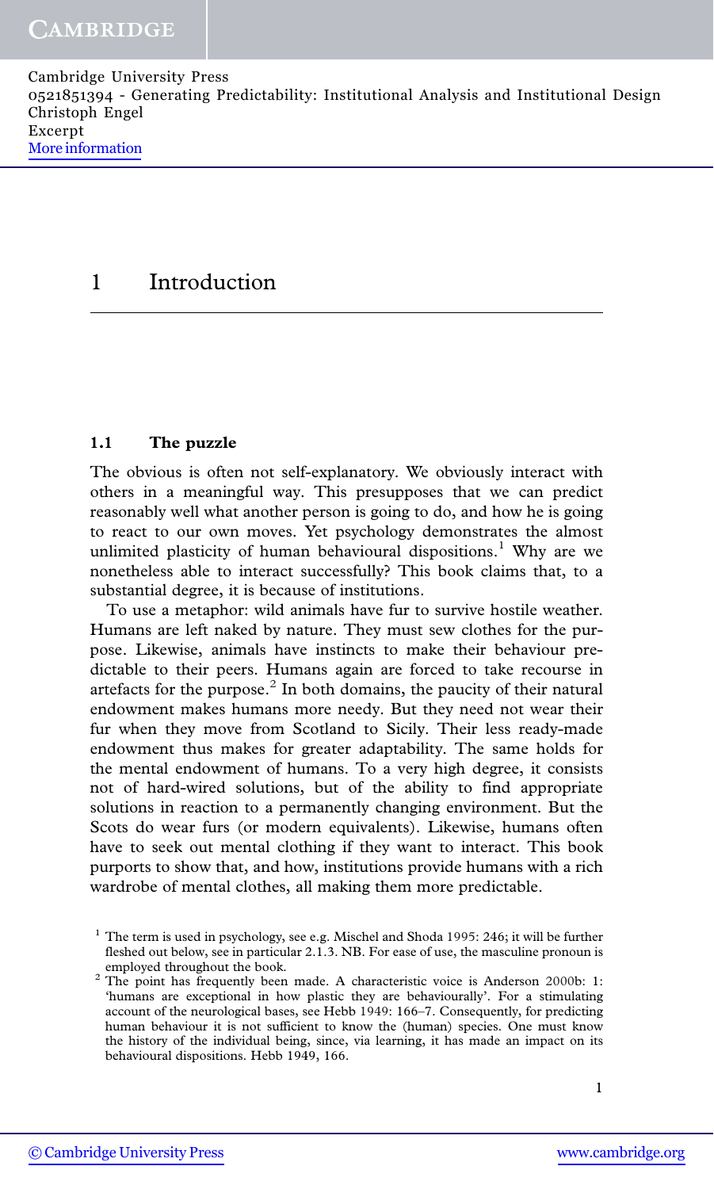# 1 Introduction

## 1.1 The puzzle

The obvious is often not self-explanatory. We obviously interact with others in a meaningful way. This presupposes that we can predict reasonably well what another person is going to do, and how he is going to react to our own moves. Yet psychology demonstrates the almost unlimited plasticity of human behavioural dispositions.[1] Why are we nonetheless able to interact successfully? This book claims that, to a substantial degree, it is because of institutions.

To use a metaphor: wild animals have fur to survive hostile weather. Humans are left naked by nature. They must sew clothes for the purpose. Likewise, animals have instincts to make their behaviour predictable to their peers. Humans again are forced to take recourse in artefacts for the purpose.[2] In both domains, the paucity of their natural endowment makes humans more needy. But they need not wear their fur when they move from Scotland to Sicily. Their less ready-made endowment thus makes for greater adaptability. The same holds for the mental endowment of humans. To a very high degree, it consists not of hard-wired solutions, but of the ability to find appropriate solutions in reaction to a permanently changing environment. But the Scots do wear furs (or modern equivalents). Likewise, humans often have to seek out mental clothing if they want to interact. This book purports to show that, and how, institutions provide humans with a rich wardrobe of mental clothes, all making them more predictable.

[1] The term is used in psychology, see e.g. Mischel and Shoda 1995: 246; it will be further fleshed out below, see in particular 2.1.3. NB. For ease of use, the masculine pronoun is employed throughout the book.

[2] The point has frequently been made. A characteristic voice is Anderson 2000b: 1: 'humans are exceptional in how plastic they are behaviourally'. For a stimulating account of the neurological bases, see Hebb 1949: 166–7. Consequently, for predicting human behaviour it is not sufficient to know the (human) species. One must know the history of the individual being, since, via learning, it has made an impact on its behavioural dispositions. Hebb 1949, 166.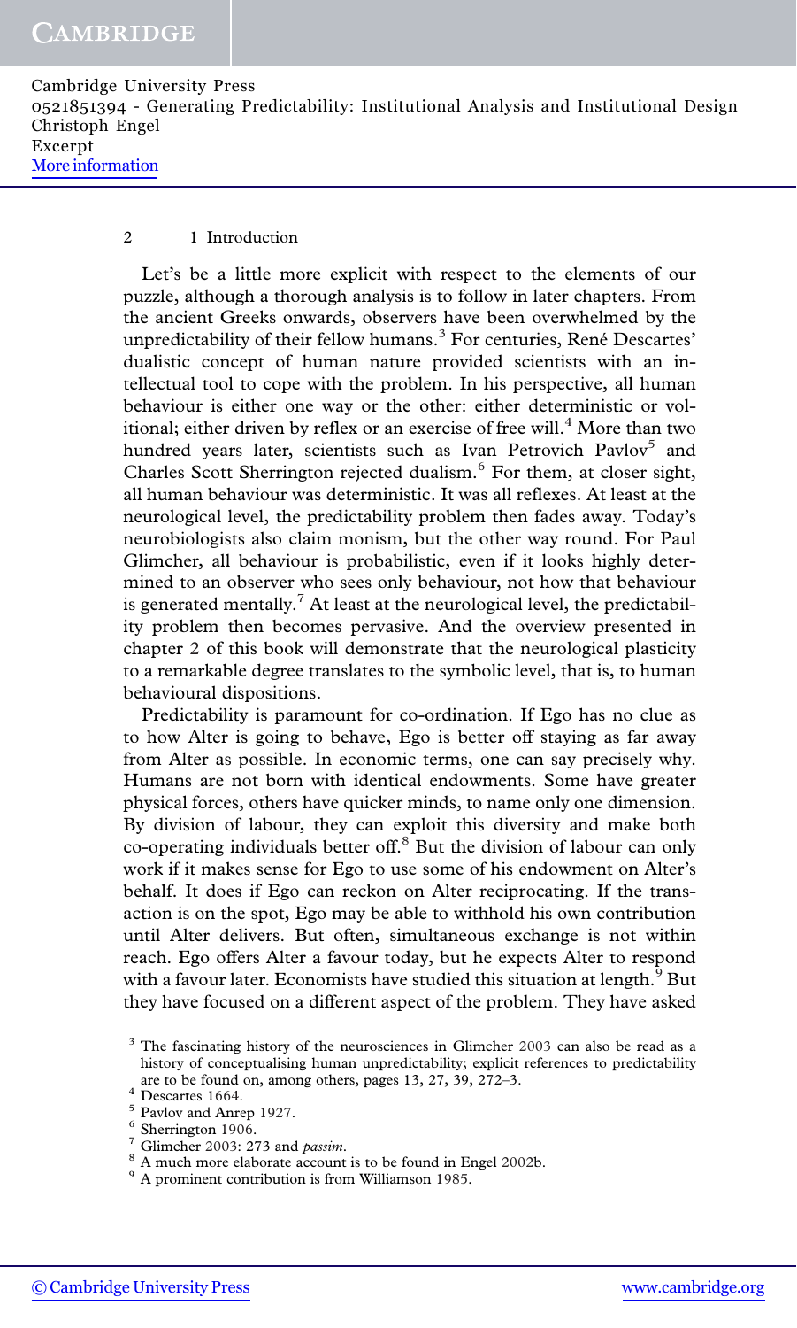Let's be a little more explicit with respect to the elements of our puzzle, although a thorough analysis is to follow in later chapters. From the ancient Greeks onwards, observers have been overwhelmed by the unpredictability of their fellow humans.[3] For centuries, René Descartes' dualistic concept of human nature provided scientists with an intellectual tool to cope with the problem. In his perspective, all human behaviour is either one way or the other: either deterministic or volitional; either driven by reflex or an exercise of free will.[4] More than two hundred years later, scientists such as Ivan Petrovich Pavlov[5] and Charles Scott Sherrington rejected dualism.[6] For them, at closer sight, all human behaviour was deterministic. It was all reflexes. At least at the neurological level, the predictability problem then fades away. Today's neurobiologists also claim monism, but the other way round. For Paul Glimcher, all behaviour is probabilistic, even if it looks highly determined to an observer who sees only behaviour, not how that behaviour is generated mentally.[7] At least at the neurological level, the predictability problem then becomes pervasive. And the overview presented in chapter 2 of this book will demonstrate that the neurological plasticity to a remarkable degree translates to the symbolic level, that is, to human behavioural dispositions.

Predictability is paramount for co-ordination. If Ego has no clue as to how Alter is going to behave, Ego is better off staying as far away from Alter as possible. In economic terms, one can say precisely why. Humans are not born with identical endowments. Some have greater physical forces, others have quicker minds, to name only one dimension. By division of labour, they can exploit this diversity and make both co-operating individuals better off.[8] But the division of labour can only work if it makes sense for Ego to use some of his endowment on Alter's behalf. It does if Ego can reckon on Alter reciprocating. If the transaction is on the spot, Ego may be able to withhold his own contribution until Alter delivers. But often, simultaneous exchange is not within reach. Ego offers Alter a favour today, but he expects Alter to respond with a favour later. Economists have studied this situation at length.[9] But they have focused on a different aspect of the problem. They have asked

[3] The fascinating history of the neurosciences in Glimcher 2003 can also be read as a history of conceptualising human unpredictability; explicit references to predictability are to be found on, among others, pages 13, 27, 39, 272–3.

[4] Descartes 1664.

[5] Pavlov and Anrep 1927.

[6] Sherrington 1906.

[7] Glimcher 2003: 273 and *passim*.

[8] A much more elaborate account is to be found in Engel 2002b.

[9] A prominent contribution is from Williamson 1985.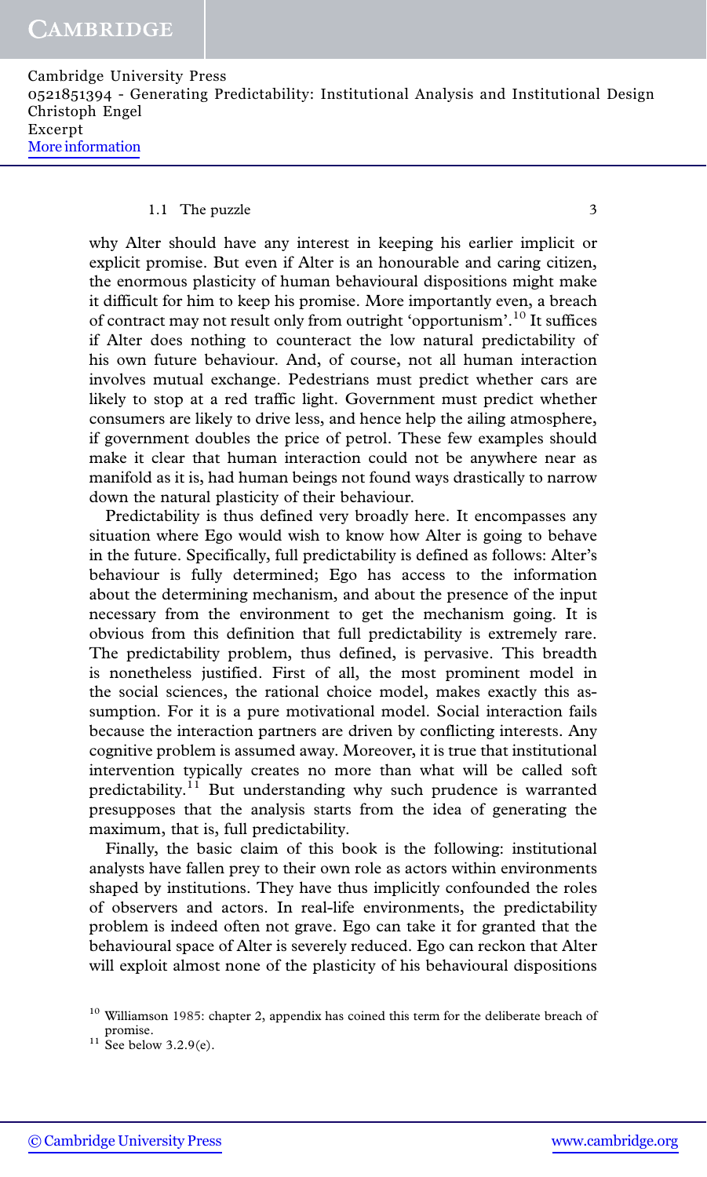why Alter should have any interest in keeping his earlier implicit or explicit promise. But even if Alter is an honourable and caring citizen, the enormous plasticity of human behavioural dispositions might make it difficult for him to keep his promise. More importantly even, a breach of contract may not result only from outright 'opportunism'.[10] It suffices if Alter does nothing to counteract the low natural predictability of his own future behaviour. And, of course, not all human interaction involves mutual exchange. Pedestrians must predict whether cars are likely to stop at a red traffic light. Government must predict whether consumers are likely to drive less, and hence help the ailing atmosphere, if government doubles the price of petrol. These few examples should make it clear that human interaction could not be anywhere near as manifold as it is, had human beings not found ways drastically to narrow down the natural plasticity of their behaviour.

Predictability is thus defined very broadly here. It encompasses any situation where Ego would wish to know how Alter is going to behave in the future. Specifically, full predictability is defined as follows: Alter's behaviour is fully determined; Ego has access to the information about the determining mechanism, and about the presence of the input necessary from the environment to get the mechanism going. It is obvious from this definition that full predictability is extremely rare. The predictability problem, thus defined, is pervasive. This breadth is nonetheless justified. First of all, the most prominent model in the social sciences, the rational choice model, makes exactly this assumption. For it is a pure motivational model. Social interaction fails because the interaction partners are driven by conflicting interests. Any cognitive problem is assumed away. Moreover, it is true that institutional intervention typically creates no more than what will be called soft predictability.[11] But understanding why such prudence is warranted presupposes that the analysis starts from the idea of generating the maximum, that is, full predictability.

Finally, the basic claim of this book is the following: institutional analysts have fallen prey to their own role as actors within environments shaped by institutions. They have thus implicitly confounded the roles of observers and actors. In real-life environments, the predictability problem is indeed often not grave. Ego can take it for granted that the behavioural space of Alter is severely reduced. Ego can reckon that Alter will exploit almost none of the plasticity of his behavioural dispositions

[10] Williamson 1985: chapter 2, appendix has coined this term for the deliberate breach of promise.

[11] See below 3.2.9(e).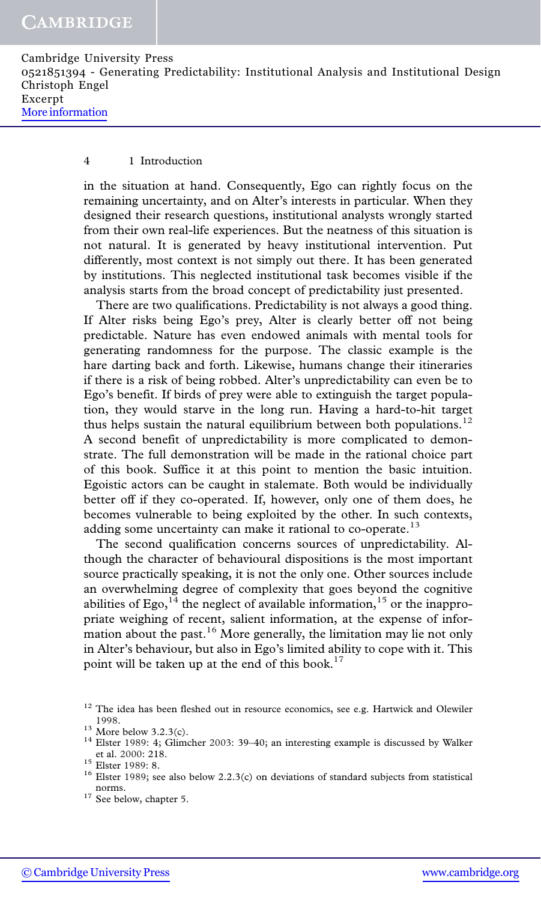in the situation at hand. Consequently, Ego can rightly focus on the remaining uncertainty, and on Alter's interests in particular. When they designed their research questions, institutional analysts wrongly started from their own real-life experiences. But the neatness of this situation is not natural. It is generated by heavy institutional intervention. Put differently, most context is not simply out there. It has been generated by institutions. This neglected institutional task becomes visible if the analysis starts from the broad concept of predictability just presented.

There are two qualifications. Predictability is not always a good thing. If Alter risks being Ego's prey, Alter is clearly better off not being predictable. Nature has even endowed animals with mental tools for generating randomness for the purpose. The classic example is the hare darting back and forth. Likewise, humans change their itineraries if there is a risk of being robbed. Alter's unpredictability can even be to Ego's benefit. If birds of prey were able to extinguish the target population, they would starve in the long run. Having a hard-to-hit target thus helps sustain the natural equilibrium between both populations.[12] A second benefit of unpredictability is more complicated to demonstrate. The full demonstration will be made in the rational choice part of this book. Suffice it at this point to mention the basic intuition. Egoistic actors can be caught in stalemate. Both would be individually better off if they co-operated. If, however, only one of them does, he becomes vulnerable to being exploited by the other. In such contexts, adding some uncertainty can make it rational to co-operate.[13]

The second qualification concerns sources of unpredictability. Although the character of behavioural dispositions is the most important source practically speaking, it is not the only one. Other sources include an overwhelming degree of complexity that goes beyond the cognitive abilities of Ego,[14] the neglect of available information,[15] or the inappropriate weighing of recent, salient information, at the expense of information about the past.[16] More generally, the limitation may lie not only in Alter's behaviour, but also in Ego's limited ability to cope with it. This point will be taken up at the end of this book.[17]

[12] The idea has been fleshed out in resource economics, see e.g. Hartwick and Olewiler 1998.

[13] More below 3.2.3(c).

[14] Elster 1989: 4; Glimcher 2003: 39–40; an interesting example is discussed by Walker et al. 2000: 218.

[15] Elster 1989: 8.

[16] Elster 1989; see also below 2.2.3(c) on deviations of standard subjects from statistical norms.

[17] See below, chapter 5.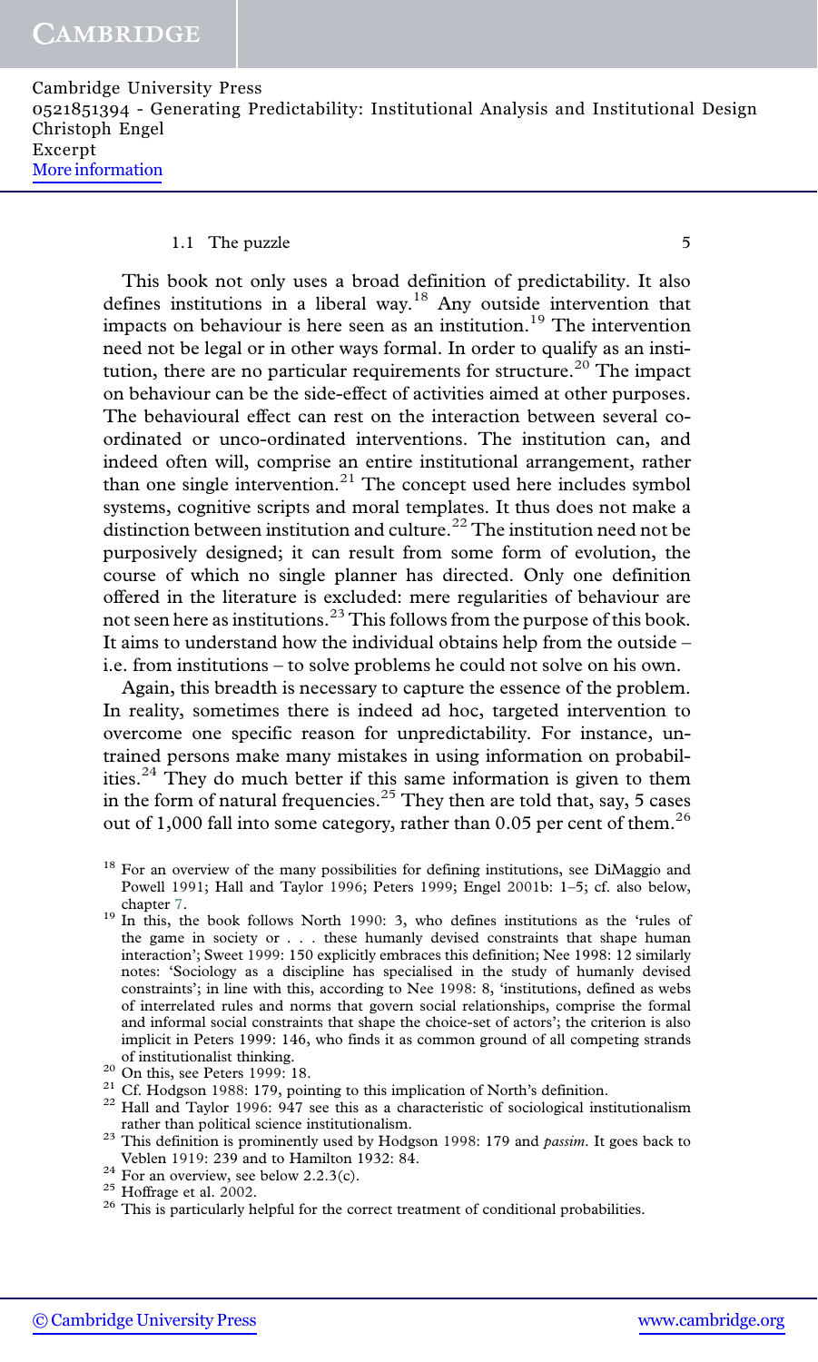This book not only uses a broad definition of predictability. It also defines institutions in a liberal way.[18] Any outside intervention that impacts on behaviour is here seen as an institution.[19] The intervention need not be legal or in other ways formal. In order to qualify as an institution, there are no particular requirements for structure.[20] The impact on behaviour can be the side-effect of activities aimed at other purposes. The behavioural effect can rest on the interaction between several co-ordinated or unco-ordinated interventions. The institution can, and indeed often will, comprise an entire institutional arrangement, rather than one single intervention.[21] The concept used here includes symbol systems, cognitive scripts and moral templates. It thus does not make a distinction between institution and culture.[22] The institution need not be purposively designed; it can result from some form of evolution, the course of which no single planner has directed. Only one definition offered in the literature is excluded: mere regularities of behaviour are not seen here as institutions.[23] This follows from the purpose of this book. It aims to understand how the individual obtains help from the outside – i.e. from institutions – to solve problems he could not solve on his own.

Again, this breadth is necessary to capture the essence of the problem. In reality, sometimes there is indeed ad hoc, targeted intervention to overcome one specific reason for unpredictability. For instance, untrained persons make many mistakes in using information on probabilities.[24] They do much better if this same information is given to them in the form of natural frequencies.[25] They then are told that, say, 5 cases out of 1,000 fall into some category, rather than 0.05 per cent of them.[26]

[18] For an overview of the many possibilities for defining institutions, see DiMaggio and Powell 1991; Hall and Taylor 1996; Peters 1999; Engel 2001b: 1–5; cf. also below, chapter 7.

[19] In this, the book follows North 1990: 3, who defines institutions as the 'rules of the game in society or . . . these humanly devised constraints that shape human interaction'; Sweet 1999: 150 explicitly embraces this definition; Nee 1998: 12 similarly notes: 'Sociology as a discipline has specialised in the study of humanly devised constraints'; in line with this, according to Nee 1998: 8, 'institutions, defined as webs of interrelated rules and norms that govern social relationships, comprise the formal and informal social constraints that shape the choice-set of actors'; the criterion is also implicit in Peters 1999: 146, who finds it as common ground of all competing strands of institutionalist thinking.

[20] On this, see Peters 1999: 18.

[21] Cf. Hodgson 1988: 179, pointing to this implication of North's definition.

[22] Hall and Taylor 1996: 947 see this as a characteristic of sociological institutionalism rather than political science institutionalism.

[23] This definition is prominently used by Hodgson 1998: 179 and *passim*. It goes back to Veblen 1919: 239 and to Hamilton 1932: 84.

[24] For an overview, see below 2.2.3(c).

[25] Hoffrage et al. 2002.

[26] This is particularly helpful for the correct treatment of conditional probabilities.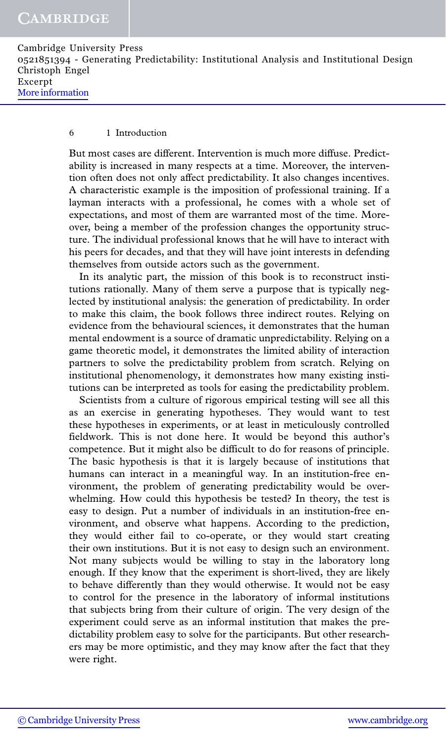But most cases are different. Intervention is much more diffuse. Predictability is increased in many respects at a time. Moreover, the intervention often does not only affect predictability. It also changes incentives. A characteristic example is the imposition of professional training. If a layman interacts with a professional, he comes with a whole set of expectations, and most of them are warranted most of the time. Moreover, being a member of the profession changes the opportunity structure. The individual professional knows that he will have to interact with his peers for decades, and that they will have joint interests in defending themselves from outside actors such as the government.

In its analytic part, the mission of this book is to reconstruct institutions rationally. Many of them serve a purpose that is typically neglected by institutional analysis: the generation of predictability. In order to make this claim, the book follows three indirect routes. Relying on evidence from the behavioural sciences, it demonstrates that the human mental endowment is a source of dramatic unpredictability. Relying on a game theoretic model, it demonstrates the limited ability of interaction partners to solve the predictability problem from scratch. Relying on institutional phenomenology, it demonstrates how many existing institutions can be interpreted as tools for easing the predictability problem.

Scientists from a culture of rigorous empirical testing will see all this as an exercise in generating hypotheses. They would want to test these hypotheses in experiments, or at least in meticulously controlled fieldwork. This is not done here. It would be beyond this author's competence. But it might also be difficult to do for reasons of principle. The basic hypothesis is that it is largely because of institutions that humans can interact in a meaningful way. In an institution-free environment, the problem of generating predictability would be overwhelming. How could this hypothesis be tested? In theory, the test is easy to design. Put a number of individuals in an institution-free environment, and observe what happens. According to the prediction, they would either fail to co-operate, or they would start creating their own institutions. But it is not easy to design such an environment. Not many subjects would be willing to stay in the laboratory long enough. If they know that the experiment is short-lived, they are likely to behave differently than they would otherwise. It would not be easy to control for the presence in the laboratory of informal institutions that subjects bring from their culture of origin. The very design of the experiment could serve as an informal institution that makes the predictability problem easy to solve for the participants. But other researchers may be more optimistic, and they may know after the fact that they were right.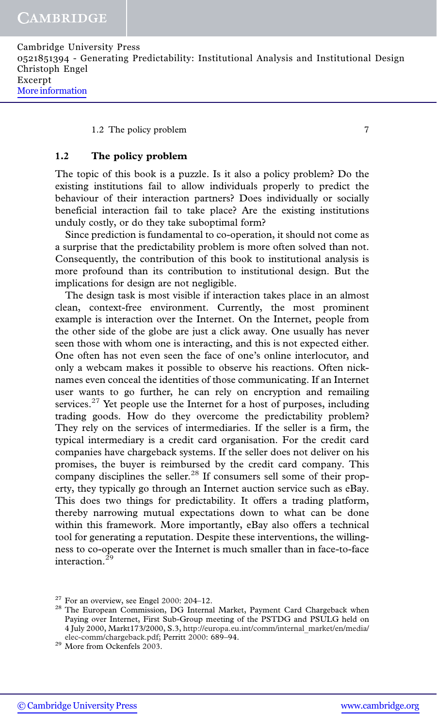## 1.2 The policy problem

The topic of this book is a puzzle. Is it also a policy problem? Do the existing institutions fail to allow individuals properly to predict the behaviour of their interaction partners? Does individually or socially beneficial interaction fail to take place? Are the existing institutions unduly costly, or do they take suboptimal form?

Since prediction is fundamental to co-operation, it should not come as a surprise that the predictability problem is more often solved than not. Consequently, the contribution of this book to institutional analysis is more profound than its contribution to institutional design. But the implications for design are not negligible.

The design task is most visible if interaction takes place in an almost clean, context-free environment. Currently, the most prominent example is interaction over the Internet. On the Internet, people from the other side of the globe are just a click away. One usually has never seen those with whom one is interacting, and this is not expected either. One often has not even seen the face of one's online interlocutor, and only a webcam makes it possible to observe his reactions. Often nicknames even conceal the identities of those communicating. If an Internet user wants to go further, he can rely on encryption and remailing services.[27] Yet people use the Internet for a host of purposes, including trading goods. How do they overcome the predictability problem? They rely on the services of intermediaries. If the seller is a firm, the typical intermediary is a credit card organisation. For the credit card companies have chargeback systems. If the seller does not deliver on his promises, the buyer is reimbursed by the credit card company. This company disciplines the seller.[28] If consumers sell some of their property, they typically go through an Internet auction service such as eBay. This does two things for predictability. It offers a trading platform, thereby narrowing mutual expectations down to what can be done within this framework. More importantly, eBay also offers a technical tool for generating a reputation. Despite these interventions, the willingness to co-operate over the Internet is much smaller than in face-to-face interaction.[29]

---

[27] For an overview, see Engel 2000: 204–12.

[28] The European Commission, DG Internal Market, Payment Card Chargeback when Paying over Internet, First Sub-Group meeting of the PSTDG and PSULG held on 4 July 2000, Markt173/2000, S.3, http://europa.eu.int/comm/internal_market/en/media/elec-comm/chargeback.pdf; Perritt 2000: 689–94.

[29] More from Ockenfels 2003.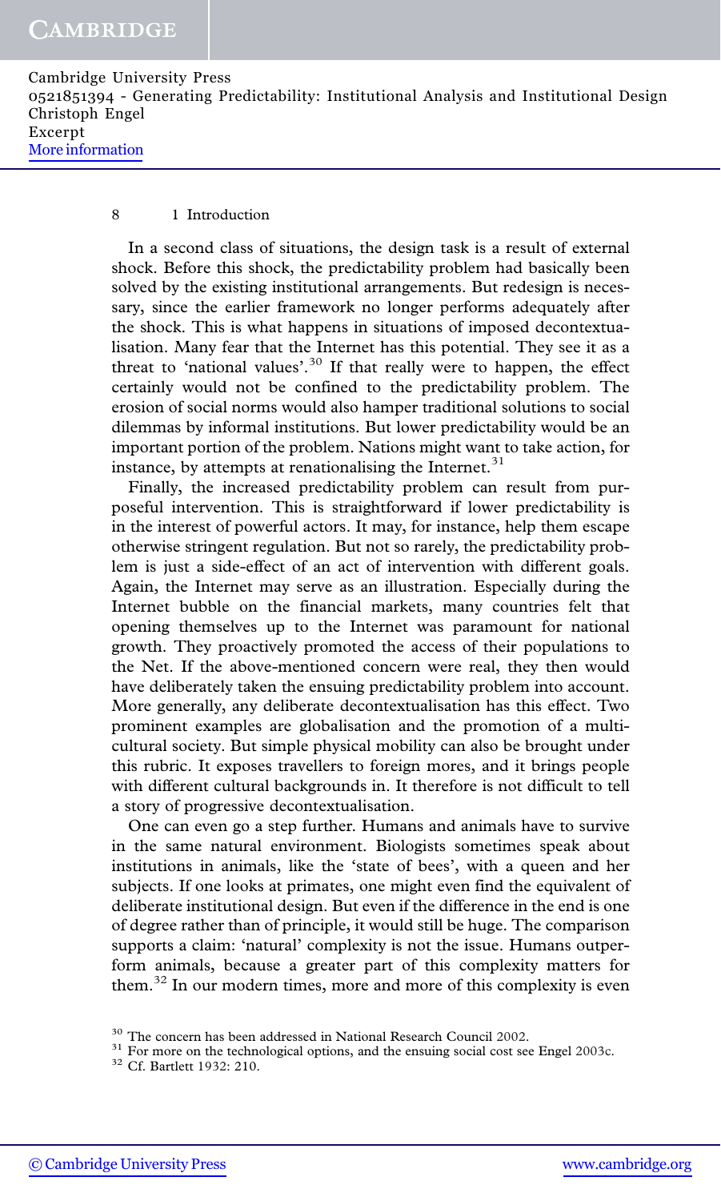In a second class of situations, the design task is a result of external shock. Before this shock, the predictability problem had basically been solved by the existing institutional arrangements. But redesign is necessary, since the earlier framework no longer performs adequately after the shock. This is what happens in situations of imposed decontextualisation. Many fear that the Internet has this potential. They see it as a threat to 'national values'.[30] If that really were to happen, the effect certainly would not be confined to the predictability problem. The erosion of social norms would also hamper traditional solutions to social dilemmas by informal institutions. But lower predictability would be an important portion of the problem. Nations might want to take action, for instance, by attempts at renationalising the Internet.[31]

Finally, the increased predictability problem can result from purposeful intervention. This is straightforward if lower predictability is in the interest of powerful actors. It may, for instance, help them escape otherwise stringent regulation. But not so rarely, the predictability problem is just a side-effect of an act of intervention with different goals. Again, the Internet may serve as an illustration. Especially during the Internet bubble on the financial markets, many countries felt that opening themselves up to the Internet was paramount for national growth. They proactively promoted the access of their populations to the Net. If the above-mentioned concern were real, they then would have deliberately taken the ensuing predictability problem into account. More generally, any deliberate decontextualisation has this effect. Two prominent examples are globalisation and the promotion of a multicultural society. But simple physical mobility can also be brought under this rubric. It exposes travellers to foreign mores, and it brings people with different cultural backgrounds in. It therefore is not difficult to tell a story of progressive decontextualisation.

One can even go a step further. Humans and animals have to survive in the same natural environment. Biologists sometimes speak about institutions in animals, like the 'state of bees', with a queen and her subjects. If one looks at primates, one might even find the equivalent of deliberate institutional design. But even if the difference in the end is one of degree rather than of principle, it would still be huge. The comparison supports a claim: 'natural' complexity is not the issue. Humans outperform animals, because a greater part of this complexity matters for them.[32] In our modern times, more and more of this complexity is even

[30] The concern has been addressed in National Research Council 2002.
[31] For more on the technological options, and the ensuing social cost see Engel 2003c.
[32] Cf. Bartlett 1932: 210.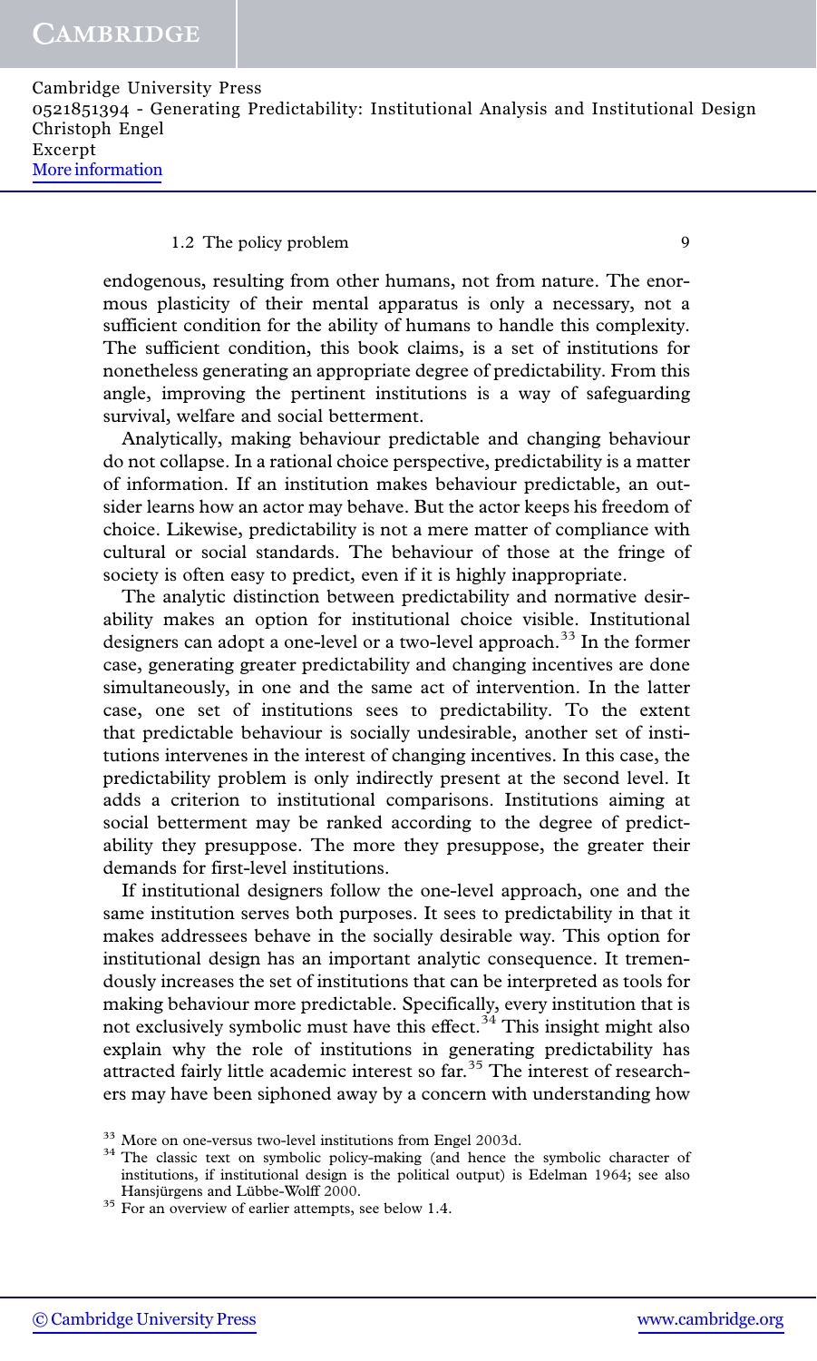endogenous, resulting from other humans, not from nature. The enormous plasticity of their mental apparatus is only a necessary, not a sufficient condition for the ability of humans to handle this complexity. The sufficient condition, this book claims, is a set of institutions for nonetheless generating an appropriate degree of predictability. From this angle, improving the pertinent institutions is a way of safeguarding survival, welfare and social betterment.

Analytically, making behaviour predictable and changing behaviour do not collapse. In a rational choice perspective, predictability is a matter of information. If an institution makes behaviour predictable, an outsider learns how an actor may behave. But the actor keeps his freedom of choice. Likewise, predictability is not a mere matter of compliance with cultural or social standards. The behaviour of those at the fringe of society is often easy to predict, even if it is highly inappropriate.

The analytic distinction between predictability and normative desirability makes an option for institutional choice visible. Institutional designers can adopt a one-level or a two-level approach.[33] In the former case, generating greater predictability and changing incentives are done simultaneously, in one and the same act of intervention. In the latter case, one set of institutions sees to predictability. To the extent that predictable behaviour is socially undesirable, another set of institutions intervenes in the interest of changing incentives. In this case, the predictability problem is only indirectly present at the second level. It adds a criterion to institutional comparisons. Institutions aiming at social betterment may be ranked according to the degree of predictability they presuppose. The more they presuppose, the greater their demands for first-level institutions.

If institutional designers follow the one-level approach, one and the same institution serves both purposes. It sees to predictability in that it makes addressees behave in the socially desirable way. This option for institutional design has an important analytic consequence. It tremendously increases the set of institutions that can be interpreted as tools for making behaviour more predictable. Specifically, every institution that is not exclusively symbolic must have this effect.[34] This insight might also explain why the role of institutions in generating predictability has attracted fairly little academic interest so far.[35] The interest of researchers may have been siphoned away by a concern with understanding how

[33] More on one-versus two-level institutions from Engel 2003d.

[34] The classic text on symbolic policy-making (and hence the symbolic character of institutions, if institutional design is the political output) is Edelman 1964; see also Hansjürgens and Lübbe-Wolff 2000.

[35] For an overview of earlier attempts, see below 1.4.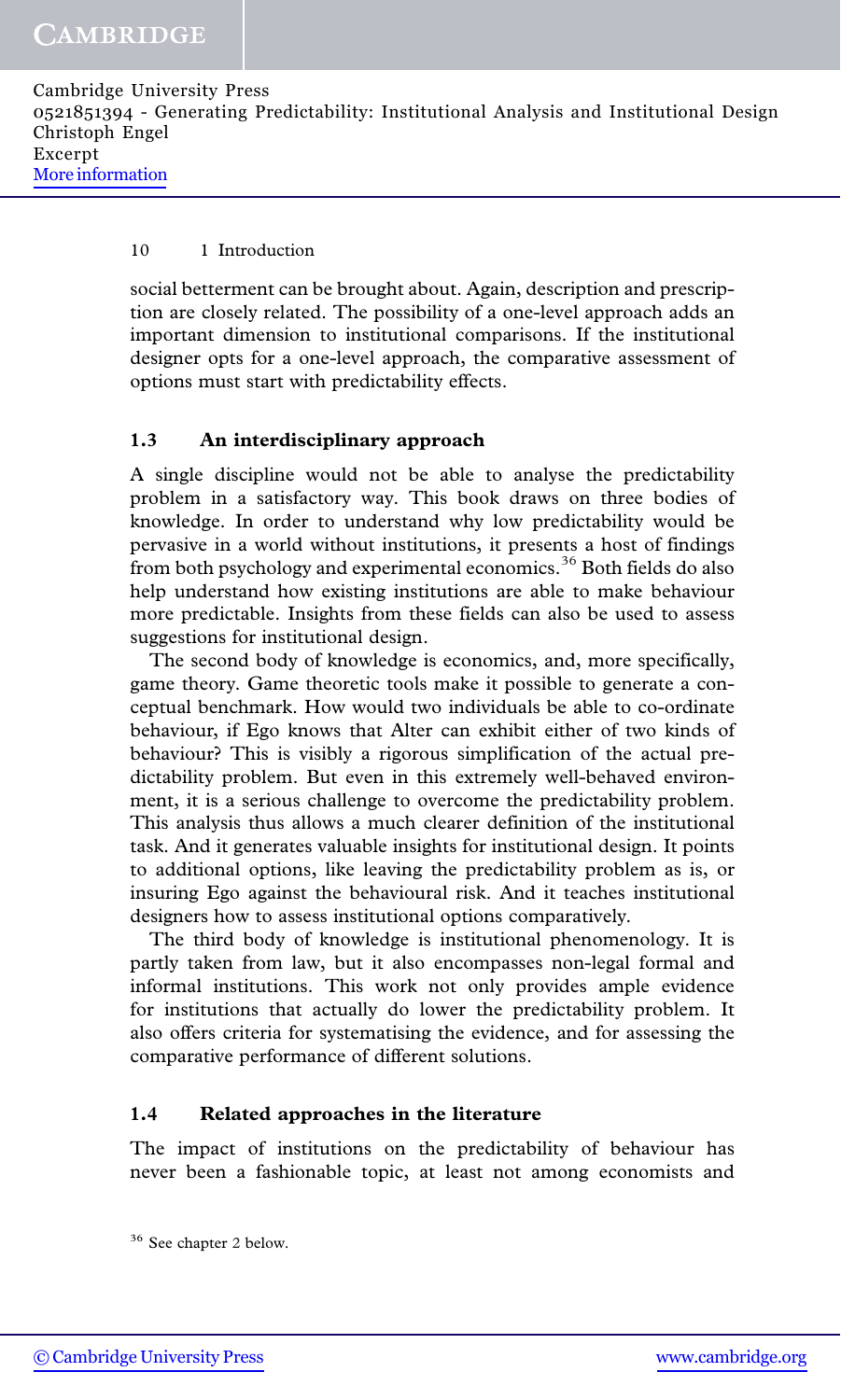social betterment can be brought about. Again, description and prescription are closely related. The possibility of a one-level approach adds an important dimension to institutional comparisons. If the institutional designer opts for a one-level approach, the comparative assessment of options must start with predictability effects.

## 1.3 An interdisciplinary approach

A single discipline would not be able to analyse the predictability problem in a satisfactory way. This book draws on three bodies of knowledge. In order to understand why low predictability would be pervasive in a world without institutions, it presents a host of findings from both psychology and experimental economics.[36] Both fields do also help understand how existing institutions are able to make behaviour more predictable. Insights from these fields can also be used to assess suggestions for institutional design.

The second body of knowledge is economics, and, more specifically, game theory. Game theoretic tools make it possible to generate a conceptual benchmark. How would two individuals be able to co-ordinate behaviour, if Ego knows that Alter can exhibit either of two kinds of behaviour? This is visibly a rigorous simplification of the actual predictability problem. But even in this extremely well-behaved environment, it is a serious challenge to overcome the predictability problem. This analysis thus allows a much clearer definition of the institutional task. And it generates valuable insights for institutional design. It points to additional options, like leaving the predictability problem as is, or insuring Ego against the behavioural risk. And it teaches institutional designers how to assess institutional options comparatively.

The third body of knowledge is institutional phenomenology. It is partly taken from law, but it also encompasses non-legal formal and informal institutions. This work not only provides ample evidence for institutions that actually do lower the predictability problem. It also offers criteria for systematising the evidence, and for assessing the comparative performance of different solutions.

## 1.4 Related approaches in the literature

The impact of institutions on the predictability of behaviour has never been a fashionable topic, at least not among economists and

[36] See chapter 2 below.